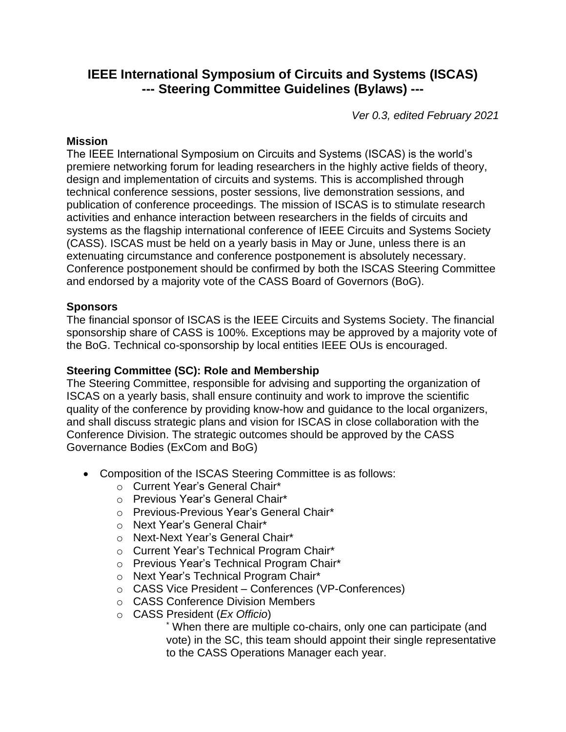# IEEE International Symposium of Circuits and Systems (ISCAS)
## --- Steering Committee Guidelines (Bylaws) ---

*Ver 0.3, edited February 2021*

### Mission

The IEEE International Symposium on Circuits and Systems (ISCAS) is the world's premiere networking forum for leading researchers in the highly active fields of theory, design and implementation of circuits and systems. This is accomplished through technical conference sessions, poster sessions, live demonstration sessions, and publication of conference proceedings. The mission of ISCAS is to stimulate research activities and enhance interaction between researchers in the fields of circuits and systems as the flagship international conference of IEEE Circuits and Systems Society (CASS). ISCAS must be held on a yearly basis in May or June, unless there is an extenuating circumstance and conference postponement is absolutely necessary. Conference postponement should be confirmed by both the ISCAS Steering Committee and endorsed by a majority vote of the CASS Board of Governors (BoG).

### Sponsors

The financial sponsor of ISCAS is the IEEE Circuits and Systems Society. The financial sponsorship share of CASS is 100%. Exceptions may be approved by a majority vote of the BoG. Technical co-sponsorship by local entities IEEE OUs is encouraged.

### Steering Committee (SC): Role and Membership

The Steering Committee, responsible for advising and supporting the organization of ISCAS on a yearly basis, shall ensure continuity and work to improve the scientific quality of the conference by providing know-how and guidance to the local organizers, and shall discuss strategic plans and vision for ISCAS in close collaboration with the Conference Division. The strategic outcomes should be approved by the CASS Governance Bodies (ExCom and BoG)

- Composition of the ISCAS Steering Committee is as follows:
  - Current Year's General Chair*
  - Previous Year's General Chair*
  - Previous-Previous Year's General Chair*
  - Next Year's General Chair*
  - Next-Next Year's General Chair*
  - Current Year's Technical Program Chair*
  - Previous Year's Technical Program Chair*
  - Next Year's Technical Program Chair*
  - CASS Vice President – Conferences (VP-Conferences)
  - CASS Conference Division Members
  - CASS President (*Ex Officio*)

    * When there are multiple co-chairs, only one can participate (and vote) in the SC, this team should appoint their single representative to the CASS Operations Manager each year.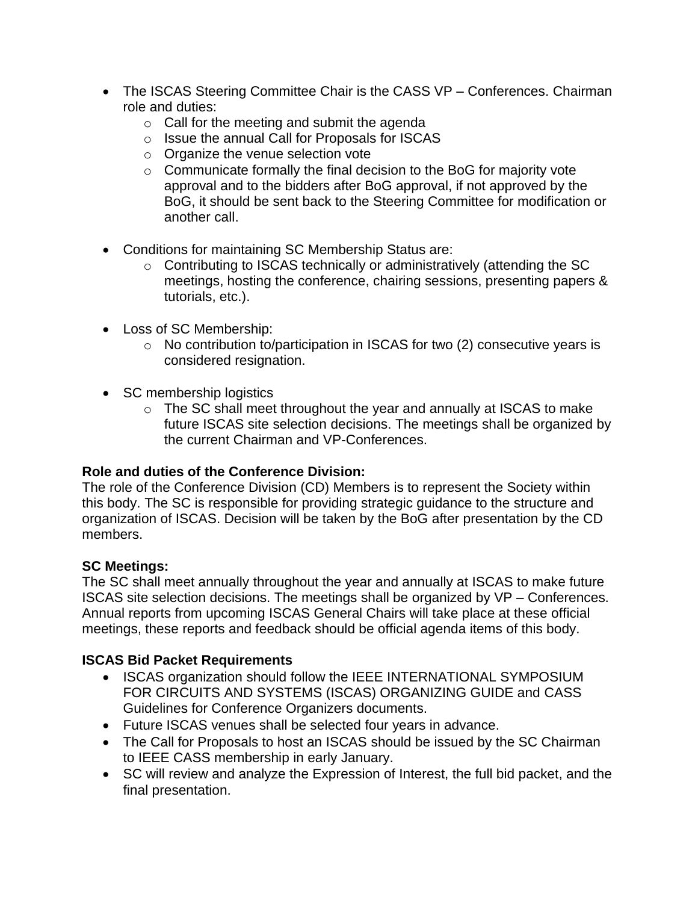- The ISCAS Steering Committee Chair is the CASS VP – Conferences. Chairman role and duties:
  - Call for the meeting and submit the agenda
  - Issue the annual Call for Proposals for ISCAS
  - Organize the venue selection vote
  - Communicate formally the final decision to the BoG for majority vote approval and to the bidders after BoG approval, if not approved by the BoG, it should be sent back to the Steering Committee for modification or another call.

- Conditions for maintaining SC Membership Status are:
  - Contributing to ISCAS technically or administratively (attending the SC meetings, hosting the conference, chairing sessions, presenting papers & tutorials, etc.).

- Loss of SC Membership:
  - No contribution to/participation in ISCAS for two (2) consecutive years is considered resignation.

- SC membership logistics
  - The SC shall meet throughout the year and annually at ISCAS to make future ISCAS site selection decisions. The meetings shall be organized by the current Chairman and VP-Conferences.

**Role and duties of the Conference Division:**
The role of the Conference Division (CD) Members is to represent the Society within this body. The SC is responsible for providing strategic guidance to the structure and organization of ISCAS. Decision will be taken by the BoG after presentation by the CD members.

**SC Meetings:**
The SC shall meet annually throughout the year and annually at ISCAS to make future ISCAS site selection decisions. The meetings shall be organized by VP – Conferences. Annual reports from upcoming ISCAS General Chairs will take place at these official meetings, these reports and feedback should be official agenda items of this body.

**ISCAS Bid Packet Requirements**

- ISCAS organization should follow the IEEE INTERNATIONAL SYMPOSIUM FOR CIRCUITS AND SYSTEMS (ISCAS) ORGANIZING GUIDE and CASS Guidelines for Conference Organizers documents.
- Future ISCAS venues shall be selected four years in advance.
- The Call for Proposals to host an ISCAS should be issued by the SC Chairman to IEEE CASS membership in early January.
- SC will review and analyze the Expression of Interest, the full bid packet, and the final presentation.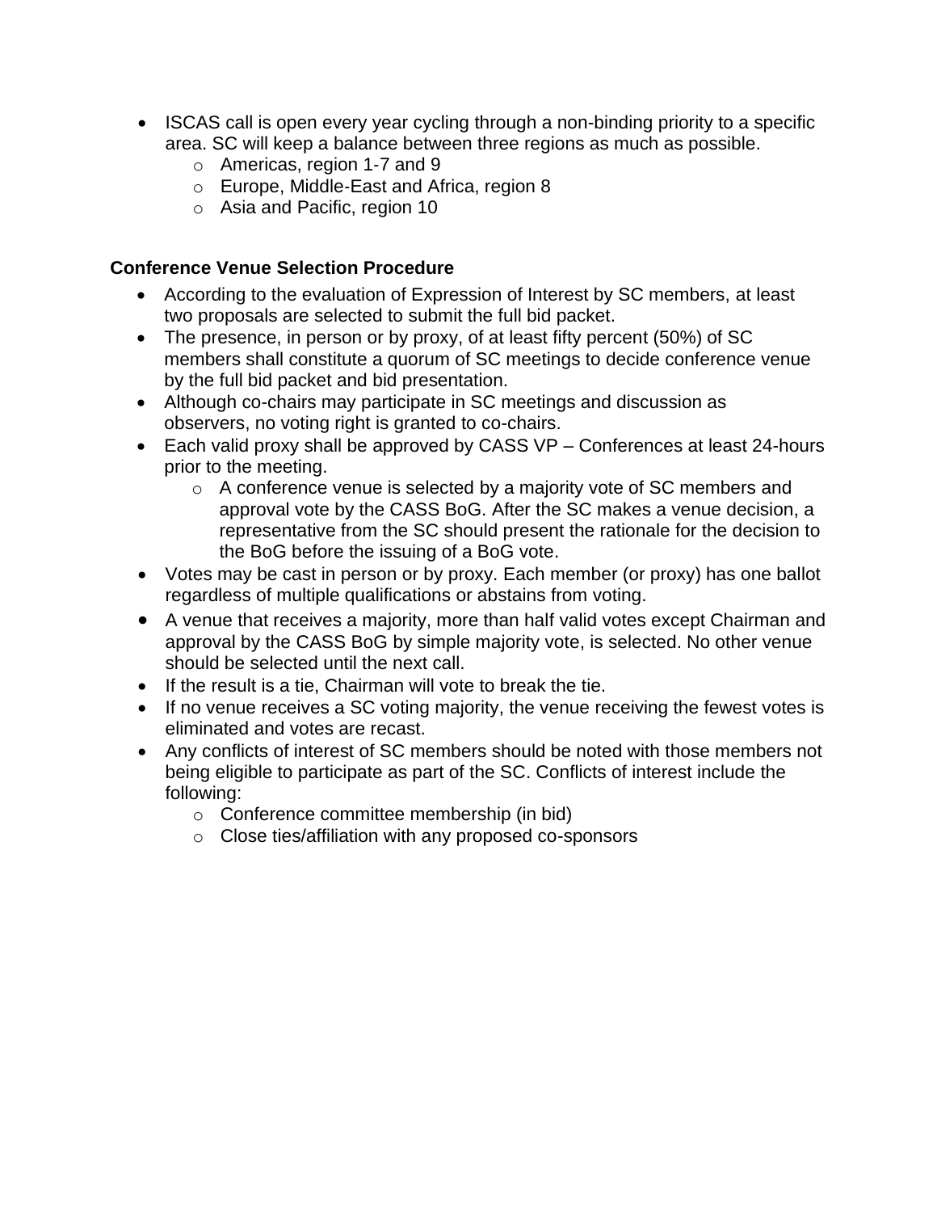- ISCAS call is open every year cycling through a non-binding priority to a specific area. SC will keep a balance between three regions as much as possible.
  - Americas, region 1-7 and 9
  - Europe, Middle-East and Africa, region 8
  - Asia and Pacific, region 10

### Conference Venue Selection Procedure

- According to the evaluation of Expression of Interest by SC members, at least two proposals are selected to submit the full bid packet.
- The presence, in person or by proxy, of at least fifty percent (50%) of SC members shall constitute a quorum of SC meetings to decide conference venue by the full bid packet and bid presentation.
- Although co-chairs may participate in SC meetings and discussion as observers, no voting right is granted to co-chairs.
- Each valid proxy shall be approved by CASS VP – Conferences at least 24-hours prior to the meeting.
  - A conference venue is selected by a majority vote of SC members and approval vote by the CASS BoG. After the SC makes a venue decision, a representative from the SC should present the rationale for the decision to the BoG before the issuing of a BoG vote.
- Votes may be cast in person or by proxy. Each member (or proxy) has one ballot regardless of multiple qualifications or abstains from voting.
- A venue that receives a majority, more than half valid votes except Chairman and approval by the CASS BoG by simple majority vote, is selected. No other venue should be selected until the next call.
- If the result is a tie, Chairman will vote to break the tie.
- If no venue receives a SC voting majority, the venue receiving the fewest votes is eliminated and votes are recast.
- Any conflicts of interest of SC members should be noted with those members not being eligible to participate as part of the SC. Conflicts of interest include the following:
  - Conference committee membership (in bid)
  - Close ties/affiliation with any proposed co-sponsors